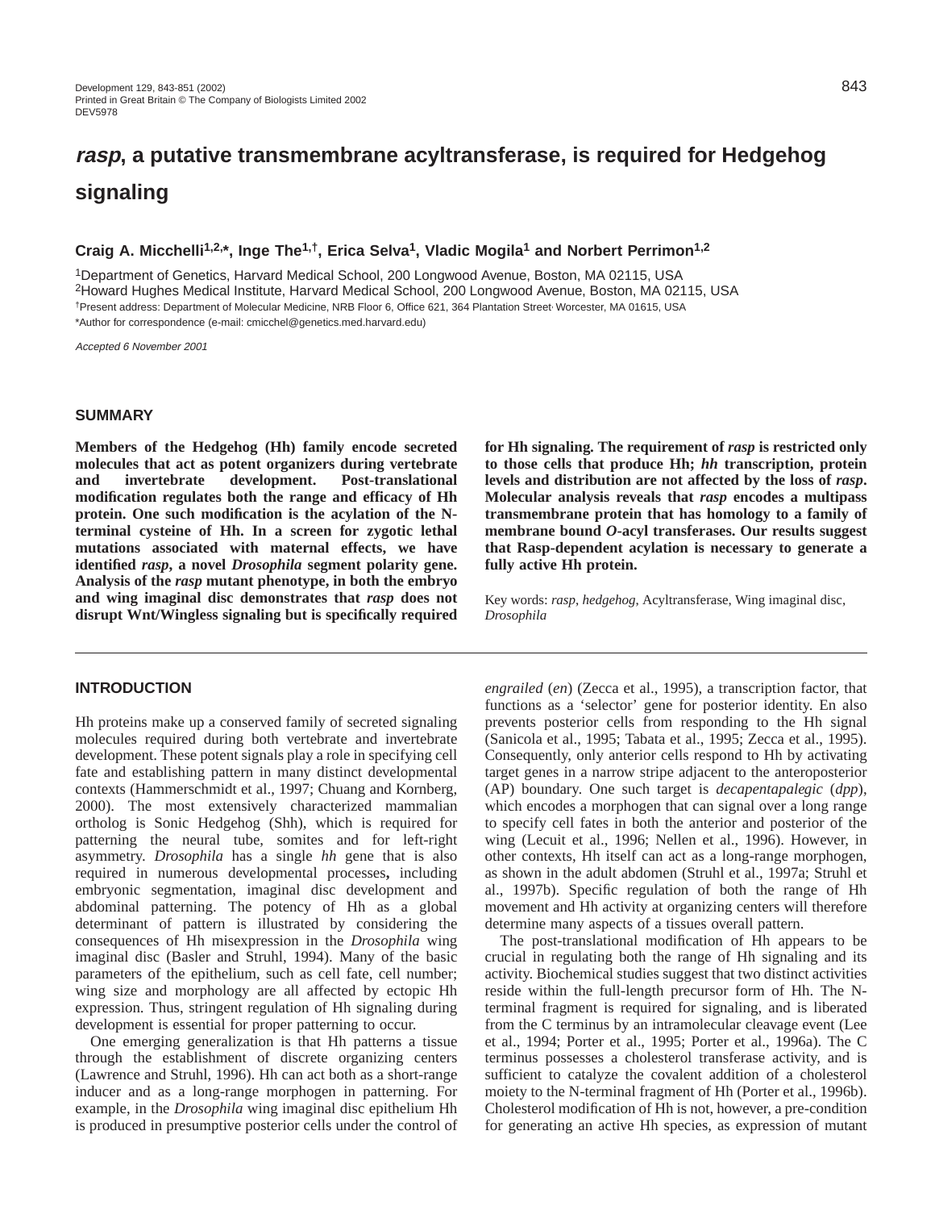# *rasp*, a putative transmembrane acyltransferase, is required for Hedgehog signaling

**Craig A. Micchelli[1,2,*], Inge The[1,†], Erica Selva[1], Vladic Mogila[1] and Norbert Perrimon[1,2]**

[1]Department of Genetics, Harvard Medical School, 200 Longwood Avenue, Boston, MA 02115, USA
[2]Howard Hughes Medical Institute, Harvard Medical School, 200 Longwood Avenue, Boston, MA 02115, USA
[†]Present address: Department of Molecular Medicine, NRB Floor 6, Office 621, 364 Plantation Street Worcester, MA 01615, USA
*Author for correspondence (e-mail: cmicchel@genetics.med.harvard.edu)

*Accepted 6 November 2001*

## SUMMARY

**Members of the Hedgehog (Hh) family encode secreted molecules that act as potent organizers during vertebrate and invertebrate development. Post-translational modification regulates both the range and efficacy of Hh protein. One such modification is the acylation of the N-terminal cysteine of Hh. In a screen for zygotic lethal mutations associated with maternal effects, we have identified *rasp*, a novel *Drosophila* segment polarity gene. Analysis of the *rasp* mutant phenotype, in both the embryo and wing imaginal disc demonstrates that *rasp* does not disrupt Wnt/Wingless signaling but is specifically required for Hh signaling. The requirement of *rasp* is restricted only to those cells that produce Hh; *hh* transcription, protein levels and distribution are not affected by the loss of *rasp*. Molecular analysis reveals that *rasp* encodes a multipass transmembrane protein that has homology to a family of membrane bound *O*-acyl transferases. Our results suggest that Rasp-dependent acylation is necessary to generate a fully active Hh protein.**

Key words: *rasp*, *hedgehog*, Acyltransferase, Wing imaginal disc, *Drosophila*

## INTRODUCTION

Hh proteins make up a conserved family of secreted signaling molecules required during both vertebrate and invertebrate development. These potent signals play a role in specifying cell fate and establishing pattern in many distinct developmental contexts (Hammerschmidt et al., 1997; Chuang and Kornberg, 2000). The most extensively characterized mammalian ortholog is Sonic Hedgehog (Shh), which is required for patterning the neural tube, somites and for left-right asymmetry. *Drosophila* has a single *hh* gene that is also required in numerous developmental processes**,** including embryonic segmentation, imaginal disc development and abdominal patterning. The potency of Hh as a global determinant of pattern is illustrated by considering the consequences of Hh misexpression in the *Drosophila* wing imaginal disc (Basler and Struhl, 1994). Many of the basic parameters of the epithelium, such as cell fate, cell number; wing size and morphology are all affected by ectopic Hh expression. Thus, stringent regulation of Hh signaling during development is essential for proper patterning to occur.

One emerging generalization is that Hh patterns a tissue through the establishment of discrete organizing centers (Lawrence and Struhl, 1996). Hh can act both as a short-range inducer and as a long-range morphogen in patterning. For example, in the *Drosophila* wing imaginal disc epithelium Hh is produced in presumptive posterior cells under the control of *engrailed* (*en*) (Zecca et al., 1995), a transcription factor, that functions as a 'selector' gene for posterior identity. En also prevents posterior cells from responding to the Hh signal (Sanicola et al., 1995; Tabata et al., 1995; Zecca et al., 1995). Consequently, only anterior cells respond to Hh by activating target genes in a narrow stripe adjacent to the anteroposterior (AP) boundary. One such target is *decapentapalegic* (*dpp*), which encodes a morphogen that can signal over a long range to specify cell fates in both the anterior and posterior of the wing (Lecuit et al., 1996; Nellen et al., 1996). However, in other contexts, Hh itself can act as a long-range morphogen, as shown in the adult abdomen (Struhl et al., 1997a; Struhl et al., 1997b). Specific regulation of both the range of Hh movement and Hh activity at organizing centers will therefore determine many aspects of a tissues overall pattern.

The post-translational modification of Hh appears to be crucial in regulating both the range of Hh signaling and its activity. Biochemical studies suggest that two distinct activities reside within the full-length precursor form of Hh. The N-terminal fragment is required for signaling, and is liberated from the C terminus by an intramolecular cleavage event (Lee et al., 1994; Porter et al., 1995; Porter et al., 1996a). The C terminus possesses a cholesterol transferase activity, and is sufficient to catalyze the covalent addition of a cholesterol moiety to the N-terminal fragment of Hh (Porter et al., 1996b). Cholesterol modification of Hh is not, however, a pre-condition for generating an active Hh species, as expression of mutant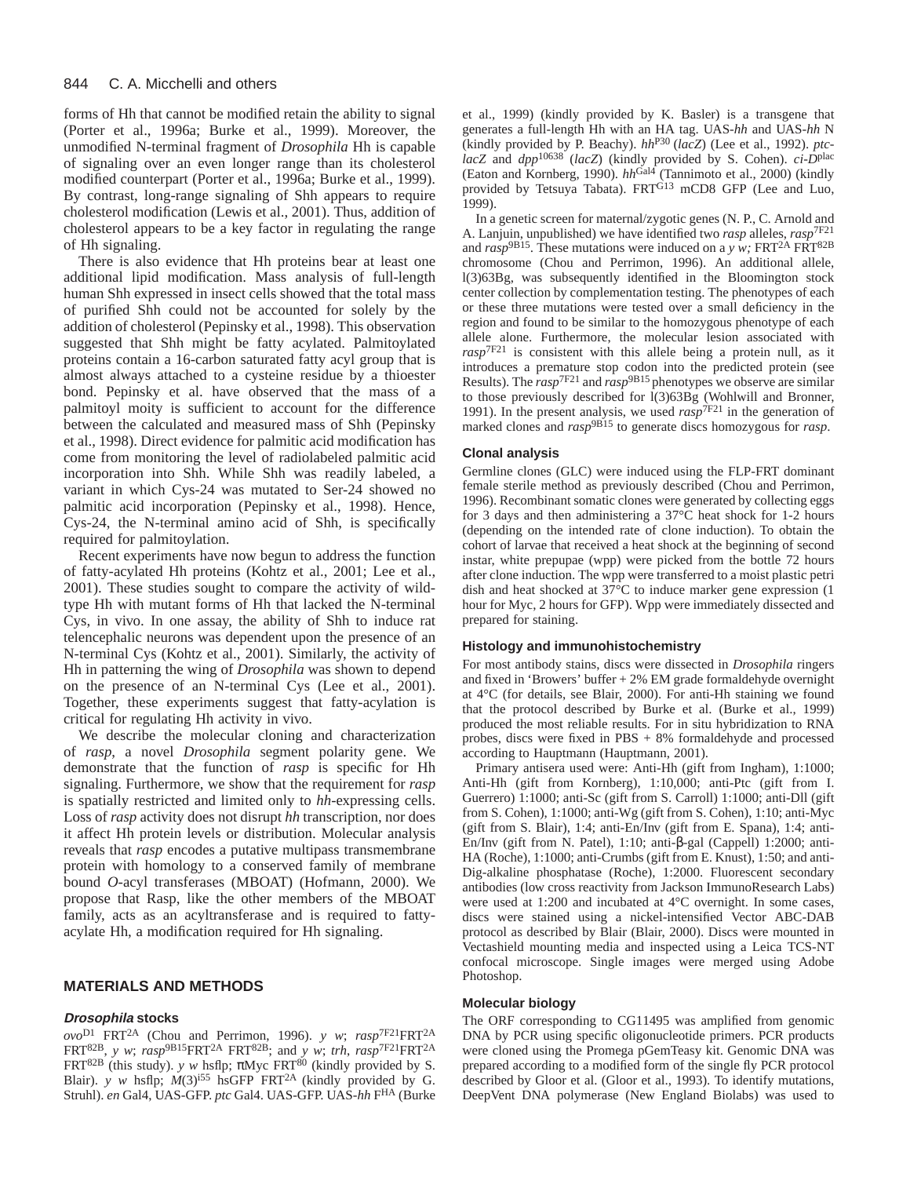forms of Hh that cannot be modified retain the ability to signal (Porter et al., 1996a; Burke et al., 1999). Moreover, the unmodified N-terminal fragment of *Drosophila* Hh is capable of signaling over an even longer range than its cholesterol modified counterpart (Porter et al., 1996a; Burke et al., 1999). By contrast, long-range signaling of Shh appears to require cholesterol modification (Lewis et al., 2001). Thus, addition of cholesterol appears to be a key factor in regulating the range of Hh signaling.

There is also evidence that Hh proteins bear at least one additional lipid modification. Mass analysis of full-length human Shh expressed in insect cells showed that the total mass of purified Shh could not be accounted for solely by the addition of cholesterol (Pepinsky et al., 1998). This observation suggested that Shh might be fatty acylated. Palmitoylated proteins contain a 16-carbon saturated fatty acyl group that is almost always attached to a cysteine residue by a thioester bond. Pepinsky et al. have observed that the mass of a palmitoyl moity is sufficient to account for the difference between the calculated and measured mass of Shh (Pepinsky et al., 1998). Direct evidence for palmitic acid modification has come from monitoring the level of radiolabeled palmitic acid incorporation into Shh. While Shh was readily labeled, a variant in which Cys-24 was mutated to Ser-24 showed no palmitic acid incorporation (Pepinsky et al., 1998). Hence, Cys-24, the N-terminal amino acid of Shh, is specifically required for palmitoylation.

Recent experiments have now begun to address the function of fatty-acylated Hh proteins (Kohtz et al., 2001; Lee et al., 2001). These studies sought to compare the activity of wild-type Hh with mutant forms of Hh that lacked the N-terminal Cys, in vivo. In one assay, the ability of Shh to induce rat telencephalic neurons was dependent upon the presence of an N-terminal Cys (Kohtz et al., 2001). Similarly, the activity of Hh in patterning the wing of *Drosophila* was shown to depend on the presence of an N-terminal Cys (Lee et al., 2001). Together, these experiments suggest that fatty-acylation is critical for regulating Hh activity in vivo.

We describe the molecular cloning and characterization of *rasp*, a novel *Drosophila* segment polarity gene. We demonstrate that the function of *rasp* is specific for Hh signaling. Furthermore, we show that the requirement for *rasp* is spatially restricted and limited only to *hh*-expressing cells. Loss of *rasp* activity does not disrupt *hh* transcription, nor does it affect Hh protein levels or distribution. Molecular analysis reveals that *rasp* encodes a putative multipass transmembrane protein with homology to a conserved family of membrane bound *O*-acyl transferases (MBOAT) (Hofmann, 2000). We propose that Rasp, like the other members of the MBOAT family, acts as an acyltransferase and is required to fatty-acylate Hh, a modification required for Hh signaling.

## MATERIALS AND METHODS

### *Drosophila* stocks

*ovo*$^{D1}$ FRT$^{2A}$ (Chou and Perrimon, 1996). *y w*; *rasp*$^{7F21}$FRT$^{2A}$ FRT$^{82B}$, *y w*; *rasp*$^{9B15}$FRT$^{2A}$ FRT$^{82B}$; and *y w*; *trh*, *rasp*$^{7F21}$FRT$^{2A}$ FRT$^{82B}$ (this study). *y w* hsflp; πMyc FRT$^{80}$ (kindly provided by S. Blair). *y w* hsflp; *M*(3)$^{i55}$ hsGFP FRT$^{2A}$ (kindly provided by G. Struhl). *en* Gal4, UAS-GFP. *ptc* Gal4. UAS-GFP. UAS-*hh* F$^{HA}$ (Burke et al., 1999) (kindly provided by K. Basler) is a transgene that generates a full-length Hh with an HA tag. UAS-*hh* and UAS-*hh* N (kindly provided by P. Beachy). *hh*$^{P30}$ (*lacZ*) (Lee et al., 1992). *ptc-lacZ* and *dpp*$^{10638}$ (*lacZ*) (kindly provided by S. Cohen). *ci-D*$^{plac}$ (Eaton and Kornberg, 1990). *hh*$^{Gal4}$ (Tannimoto et al., 2000) (kindly provided by Tetsuya Tabata). FRT$^{G13}$ mCD8 GFP (Lee and Luo, 1999).

In a genetic screen for maternal/zygotic genes (N. P., C. Arnold and A. Lanjuin, unpublished) we have identified two *rasp* alleles, *rasp*$^{7F21}$ and *rasp*$^{9B15}$. These mutations were induced on a *y w;* FRT$^{2A}$ FRT$^{82B}$ chromosome (Chou and Perrimon, 1996). An additional allele, l(3)63Bg, was subsequently identified in the Bloomington stock center collection by complementation testing. The phenotypes of each or these three mutations were tested over a small deficiency in the region and found to be similar to the homozygous phenotype of each allele alone. Furthermore, the molecular lesion associated with *rasp*$^{7F21}$ is consistent with this allele being a protein null, as it introduces a premature stop codon into the predicted protein (see Results). The *rasp*$^{7F21}$ and *rasp*$^{9B15}$ phenotypes we observe are similar to those previously described for l(3)63Bg (Wohlwill and Bronner, 1991). In the present analysis, we used *rasp*$^{7F21}$ in the generation of marked clones and *rasp*$^{9B15}$ to generate discs homozygous for *rasp*.

### Clonal analysis

Germline clones (GLC) were induced using the FLP-FRT dominant female sterile method as previously described (Chou and Perrimon, 1996). Recombinant somatic clones were generated by collecting eggs for 3 days and then administering a 37°C heat shock for 1-2 hours (depending on the intended rate of clone induction). To obtain the cohort of larvae that received a heat shock at the beginning of second instar, white prepupae (wpp) were picked from the bottle 72 hours after clone induction. The wpp were transferred to a moist plastic petri dish and heat shocked at 37°C to induce marker gene expression (1 hour for Myc, 2 hours for GFP). Wpp were immediately dissected and prepared for staining.

### Histology and immunohistochemistry

For most antibody stains, discs were dissected in *Drosophila* ringers and fixed in 'Browers' buffer + 2% EM grade formaldehyde overnight at 4°C (for details, see Blair, 2000). For anti-Hh staining we found that the protocol described by Burke et al. (Burke et al., 1999) produced the most reliable results. For in situ hybridization to RNA probes, discs were fixed in PBS + 8% formaldehyde and processed according to Hauptmann (Hauptmann, 2001).

Primary antisera used were: Anti-Hh (gift from Ingham), 1:1000; Anti-Hh (gift from Kornberg), 1:10,000; anti-Ptc (gift from I. Guerrero) 1:1000; anti-Sc (gift from S. Carroll) 1:1000; anti-Dll (gift from S. Cohen), 1:1000; anti-Wg (gift from S. Cohen), 1:10; anti-Myc (gift from S. Blair), 1:4; anti-En/Inv (gift from E. Spana), 1:4; anti-En/Inv (gift from N. Patel), 1:10; anti-β-gal (Cappell) 1:2000; anti-HA (Roche), 1:1000; anti-Crumbs (gift from E. Knust), 1:50; and anti-Dig-alkaline phosphatase (Roche), 1:2000. Fluorescent secondary antibodies (low cross reactivity from Jackson ImmunoResearch Labs) were used at 1:200 and incubated at 4°C overnight. In some cases, discs were stained using a nickel-intensified Vector ABC-DAB protocol as described by Blair (Blair, 2000). Discs were mounted in Vectashield mounting media and inspected using a Leica TCS-NT confocal microscope. Single images were merged using Adobe Photoshop.

### Molecular biology

The ORF corresponding to CG11495 was amplified from genomic DNA by PCR using specific oligonucleotide primers. PCR products were cloned using the Promega pGemTeasy kit. Genomic DNA was prepared according to a modified form of the single fly PCR protocol described by Gloor et al. (Gloor et al., 1993). To identify mutations, DeepVent DNA polymerase (New England Biolabs) was used to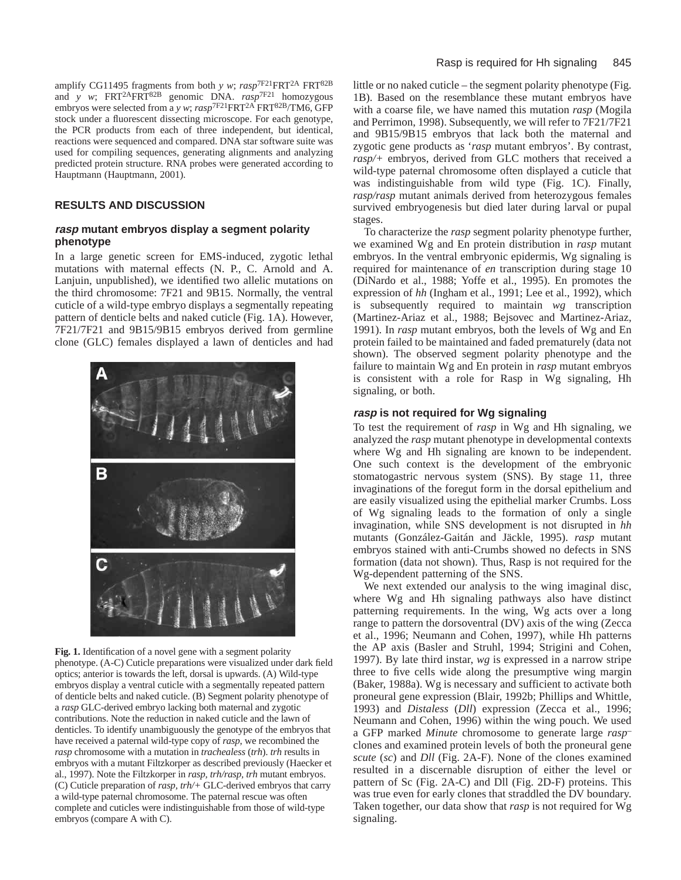amplify CG11495 fragments from both *y w*; *rasp*[7F21]FRT[2A] FRT[82B] and *y w*; FRT[2A]FRT[82B] genomic DNA. *rasp*[7F21] homozygous embryos were selected from a *y w*; *rasp*[7F21]FRT[2A] FRT[82B]/TM6, GFP stock under a fluorescent dissecting microscope. For each genotype, the PCR products from each of three independent, but identical, reactions were sequenced and compared. DNA star software suite was used for compiling sequences, generating alignments and analyzing predicted protein structure. RNA probes were generated according to Hauptmann (Hauptmann, 2001).

## RESULTS AND DISCUSSION

### *rasp* mutant embryos display a segment polarity phenotype

In a large genetic screen for EMS-induced, zygotic lethal mutations with maternal effects (N. P., C. Arnold and A. Lanjuin, unpublished), we identified two allelic mutations on the third chromosome: 7F21 and 9B15. Normally, the ventral cuticle of a wild-type embryo displays a segmentally repeating pattern of denticle belts and naked cuticle (Fig. 1A). However, 7F21/7F21 and 9B15/9B15 embryos derived from germline clone (GLC) females displayed a lawn of denticles and had little or no naked cuticle – the segment polarity phenotype (Fig. 1B). Based on the resemblance these mutant embryos have with a coarse file, we have named this mutation *rasp* (Mogila and Perrimon, 1998). Subsequently, we will refer to 7F21/7F21 and 9B15/9B15 embryos that lack both the maternal and zygotic gene products as '*rasp* mutant embryos'. By contrast, *rasp/+* embryos, derived from GLC mothers that received a wild-type paternal chromosome often displayed a cuticle that was indistinguishable from wild type (Fig. 1C). Finally, *rasp/rasp* mutant animals derived from heterozygous females survived embryogenesis but died later during larval or pupal stages.

To characterize the *rasp* segment polarity phenotype further, we examined Wg and En protein distribution in *rasp* mutant embryos. In the ventral embryonic epidermis, Wg signaling is required for maintenance of *en* transcription during stage 10 (DiNardo et al., 1988; Yoffe et al., 1995). En promotes the expression of *hh* (Ingham et al., 1991; Lee et al., 1992), which is subsequently required to maintain *wg* transcription (Martinez-Ariaz et al., 1988; Bejsovec and Martinez-Ariaz, 1991). In *rasp* mutant embryos, both the levels of Wg and En protein failed to be maintained and faded prematurely (data not shown). The observed segment polarity phenotype and the failure to maintain Wg and En protein in *rasp* mutant embryos is consistent with a role for Rasp in Wg signaling, Hh signaling, or both.

**Fig. 1.** Identification of a novel gene with a segment polarity phenotype. (A-C) Cuticle preparations were visualized under dark field optics; anterior is towards the left, dorsal is upwards. (A) Wild-type embryos display a ventral cuticle with a segmentally repeated pattern of denticle belts and naked cuticle. (B) Segment polarity phenotype of a *rasp* GLC-derived embryo lacking both maternal and zygotic contributions. Note the reduction in naked cuticle and the lawn of denticles. To identify unambiguously the genotype of the embryos that have received a paternal wild-type copy of *rasp*, we recombined the *rasp* chromosome with a mutation in *trachealess* (*trh*). *trh* results in embryos with a mutant Filtzkorper as described previously (Haecker et al., 1997). Note the Filtzkorper in *rasp, trh/rasp, trh* mutant embryos. (C) Cuticle preparation of *rasp, trh/+* GLC-derived embryos that carry a wild-type paternal chromosome. The paternal rescue was often complete and cuticles were indistinguishable from those of wild-type embryos (compare A with C).

### *rasp* is not required for Wg signaling

To test the requirement of *rasp* in Wg and Hh signaling, we analyzed the *rasp* mutant phenotype in developmental contexts where Wg and Hh signaling are known to be independent. One such context is the development of the embryonic stomatogastric nervous system (SNS). By stage 11, three invaginations of the foregut form in the dorsal epithelium and are easily visualized using the epithelial marker Crumbs. Loss of Wg signaling leads to the formation of only a single invagination, while SNS development is not disrupted in *hh* mutants (González-Gaitán and Jäckle, 1995). *rasp* mutant embryos stained with anti-Crumbs showed no defects in SNS formation (data not shown). Thus, Rasp is not required for the Wg-dependent patterning of the SNS.

We next extended our analysis to the wing imaginal disc, where Wg and Hh signaling pathways also have distinct patterning requirements. In the wing, Wg acts over a long range to pattern the dorsoventral (DV) axis of the wing (Zecca et al., 1996; Neumann and Cohen, 1997), while Hh patterns the AP axis (Basler and Struhl, 1994; Strigini and Cohen, 1997). By late third instar, *wg* is expressed in a narrow stripe three to five cells wide along the presumptive wing margin (Baker, 1988a). Wg is necessary and sufficient to activate both proneural gene expression (Blair, 1992b; Phillips and Whittle, 1993) and *Distaless* (*Dll*) expression (Zecca et al., 1996; Neumann and Cohen, 1996) within the wing pouch. We used a GFP marked *Minute* chromosome to generate large *rasp*$^-$ clones and examined protein levels of both the proneural gene *scute* (*sc*) and *Dll* (Fig. 2A-F). None of the clones examined resulted in a discernable disruption of either the level or pattern of Sc (Fig. 2A-C) and Dll (Fig. 2D-F) proteins. This was true even for early clones that straddled the DV boundary. Taken together, our data show that *rasp* is not required for Wg signaling.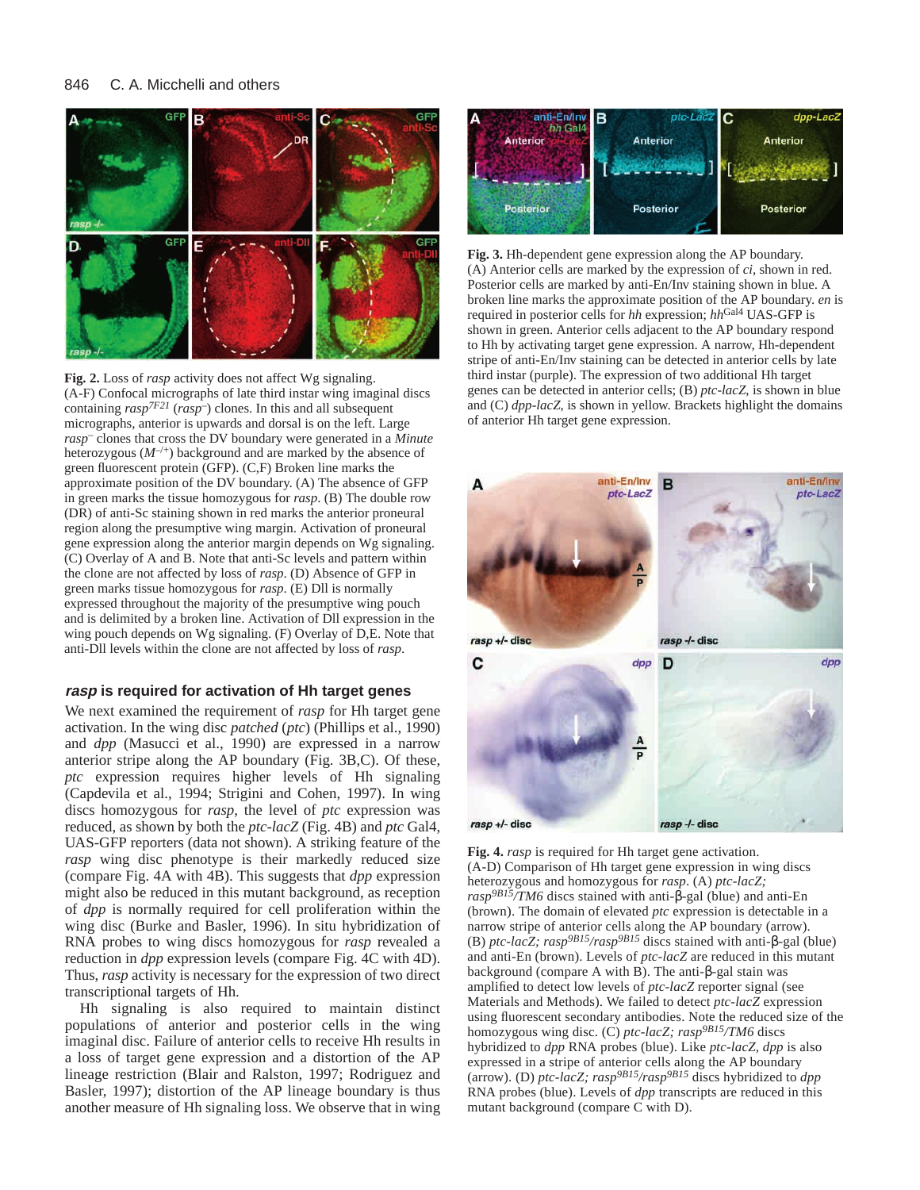**Fig. 2.** Loss of *rasp* activity does not affect Wg signaling. (A-F) Confocal micrographs of late third instar wing imaginal discs containing $rasp^{7F21}$ ($rasp^{-}$) clones. In this and all subsequent micrographs, anterior is upwards and dorsal is on the left. Large $rasp^{-}$ clones that cross the DV boundary were generated in a *Minute* heterozygous ($M^{-/+}$) background and are marked by the absence of green fluorescent protein (GFP). (C,F) Broken line marks the approximate position of the DV boundary. (A) The absence of GFP in green marks the tissue homozygous for *rasp*. (B) The double row (DR) of anti-Sc staining shown in red marks the anterior proneural region along the presumptive wing margin. Activation of proneural gene expression along the anterior margin depends on Wg signaling. (C) Overlay of A and B. Note that anti-Sc levels and pattern within the clone are not affected by loss of *rasp*. (D) Absence of GFP in green marks tissue homozygous for *rasp*. (E) Dll is normally expressed throughout the majority of the presumptive wing pouch and is delimited by a broken line. Activation of Dll expression in the wing pouch depends on Wg signaling. (F) Overlay of D,E. Note that anti-Dll levels within the clone are not affected by loss of *rasp*.

**Fig. 3.** Hh-dependent gene expression along the AP boundary. (A) Anterior cells are marked by the expression of *ci*, shown in red. Posterior cells are marked by anti-En/Inv staining shown in blue. A broken line marks the approximate position of the AP boundary. *en* is required in posterior cells for *hh* expression; $hh^{Gal4}$ UAS-GFP is shown in green. Anterior cells adjacent to the AP boundary respond to Hh by activating target gene expression. A narrow, Hh-dependent stripe of anti-En/Inv staining can be detected in anterior cells by late third instar (purple). The expression of two additional Hh target genes can be detected in anterior cells; (B) *ptc-lacZ*, is shown in blue and (C) *dpp-lacZ*, is shown in yellow. Brackets highlight the domains of anterior Hh target gene expression.

## *rasp* is required for activation of Hh target genes

We next examined the requirement of *rasp* for Hh target gene activation. In the wing disc *patched* (*ptc*) (Phillips et al., 1990) and *dpp* (Masucci et al., 1990) are expressed in a narrow anterior stripe along the AP boundary (Fig. 3B,C). Of these, *ptc* expression requires higher levels of Hh signaling (Capdevila et al., 1994; Strigini and Cohen, 1997). In wing discs homozygous for *rasp*, the level of *ptc* expression was reduced, as shown by both the *ptc-lacZ* (Fig. 4B) and *ptc* Gal4, UAS-GFP reporters (data not shown). A striking feature of the *rasp* wing disc phenotype is their markedly reduced size (compare Fig. 4A with 4B). This suggests that *dpp* expression might also be reduced in this mutant background, as reception of *dpp* is normally required for cell proliferation within the wing disc (Burke and Basler, 1996). In situ hybridization of RNA probes to wing discs homozygous for *rasp* revealed a reduction in *dpp* expression levels (compare Fig. 4C with 4D). Thus, *rasp* activity is necessary for the expression of two direct transcriptional targets of Hh.

Hh signaling is also required to maintain distinct populations of anterior and posterior cells in the wing imaginal disc. Failure of anterior cells to receive Hh results in a loss of target gene expression and a distortion of the AP lineage restriction (Blair and Ralston, 1997; Rodriguez and Basler, 1997); distortion of the AP lineage boundary is thus another measure of Hh signaling loss. We observe that in wing

**Fig. 4.** *rasp* is required for Hh target gene activation. (A-D) Comparison of Hh target gene expression in wing discs heterozygous and homozygous for *rasp*. (A) *ptc-lacZ; $rasp^{9B15}$/TM6* discs stained with anti-β-gal (blue) and anti-En (brown). The domain of elevated *ptc* expression is detectable in a narrow stripe of anterior cells along the AP boundary (arrow). (B) *ptc-lacZ; $rasp^{9B15}$/$rasp^{9B15}$* discs stained with anti-β-gal (blue) and anti-En (brown). Levels of *ptc-lacZ* are reduced in this mutant background (compare A with B). The anti-β-gal stain was amplified to detect low levels of *ptc-lacZ* reporter signal (see Materials and Methods). We failed to detect *ptc-lacZ* expression using fluorescent secondary antibodies. Note the reduced size of the homozygous wing disc. (C) *ptc-lacZ; $rasp^{9B15}$/TM6* discs hybridized to *dpp* RNA probes (blue). Like *ptc-lacZ*, *dpp* is also expressed in a stripe of anterior cells along the AP boundary (arrow). (D) *ptc-lacZ; $rasp^{9B15}$/$rasp^{9B15}$* discs hybridized to *dpp* RNA probes (blue). Levels of *dpp* transcripts are reduced in this mutant background (compare C with D).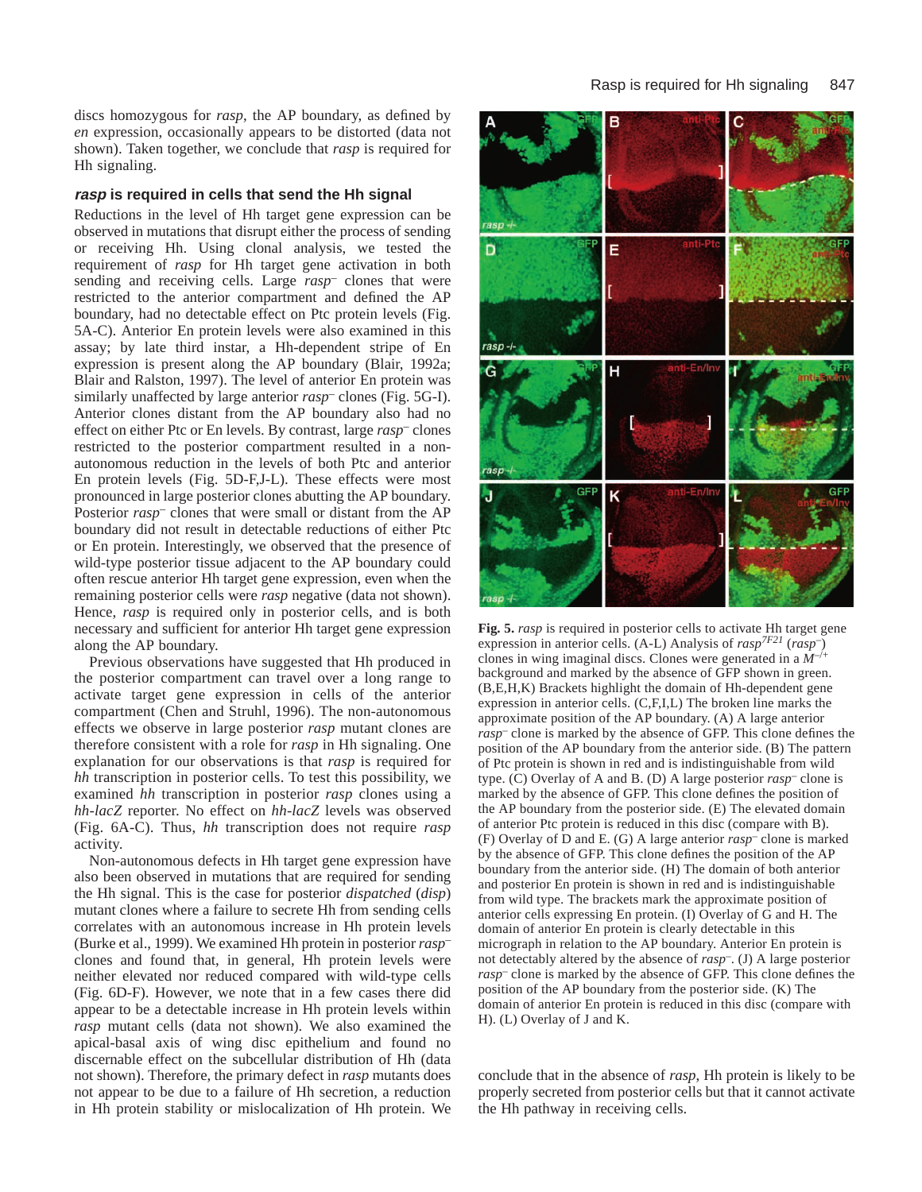discs homozygous for *rasp*, the AP boundary, as defined by *en* expression, occasionally appears to be distorted (data not shown). Taken together, we conclude that *rasp* is required for Hh signaling.

### ***rasp* is required in cells that send the Hh signal**

Reductions in the level of Hh target gene expression can be observed in mutations that disrupt either the process of sending or receiving Hh. Using clonal analysis, we tested the requirement of *rasp* for Hh target gene activation in both sending and receiving cells. Large *rasp*$^{–}$ clones that were restricted to the anterior compartment and defined the AP boundary, had no detectable effect on Ptc protein levels (Fig. 5A-C). Anterior En protein levels were also examined in this assay; by late third instar, a Hh-dependent stripe of En expression is present along the AP boundary (Blair, 1992a; Blair and Ralston, 1997). The level of anterior En protein was similarly unaffected by large anterior *rasp*$^{–}$ clones (Fig. 5G-I). Anterior clones distant from the AP boundary also had no effect on either Ptc or En levels. By contrast, large *rasp*$^{–}$ clones restricted to the posterior compartment resulted in a non-autonomous reduction in the levels of both Ptc and anterior En protein levels (Fig. 5D-F,J-L). These effects were most pronounced in large posterior clones abutting the AP boundary. Posterior *rasp*$^{–}$ clones that were small or distant from the AP boundary did not result in detectable reductions of either Ptc or En protein. Interestingly, we observed that the presence of wild-type posterior tissue adjacent to the AP boundary could often rescue anterior Hh target gene expression, even when the remaining posterior cells were *rasp* negative (data not shown). Hence, *rasp* is required only in posterior cells, and is both necessary and sufficient for anterior Hh target gene expression along the AP boundary.

Previous observations have suggested that Hh produced in the posterior compartment can travel over a long range to activate target gene expression in cells of the anterior compartment (Chen and Struhl, 1996). The non-autonomous effects we observe in large posterior *rasp* mutant clones are therefore consistent with a role for *rasp* in Hh signaling. One explanation for our observations is that *rasp* is required for *hh* transcription in posterior cells. To test this possibility, we examined *hh* transcription in posterior *rasp* clones using a *hh-lacZ* reporter. No effect on *hh-lacZ* levels was observed (Fig. 6A-C). Thus, *hh* transcription does not require *rasp* activity.

Non-autonomous defects in Hh target gene expression have also been observed in mutations that are required for sending the Hh signal. This is the case for posterior *dispatched* (*disp*) mutant clones where a failure to secrete Hh from sending cells correlates with an autonomous increase in Hh protein levels (Burke et al., 1999). We examined Hh protein in posterior *rasp*$^{–}$ clones and found that, in general, Hh protein levels were neither elevated nor reduced compared with wild-type cells (Fig. 6D-F). However, we note that in a few cases there did appear to be a detectable increase in Hh protein levels within *rasp* mutant cells (data not shown). We also examined the apical-basal axis of wing disc epithelium and found no discernable effect on the subcellular distribution of Hh (data not shown). Therefore, the primary defect in *rasp* mutants does not appear to be due to a failure of Hh secretion, a reduction in Hh protein stability or mislocalization of Hh protein. We conclude that in the absence of *rasp*, Hh protein is likely to be properly secreted from posterior cells but that it cannot activate the Hh pathway in receiving cells.

**Fig. 5.** *rasp* is required in posterior cells to activate Hh target gene expression in anterior cells. (A-L) Analysis of *rasp*$^{7F21}$ (*rasp*$^{–}$) clones in wing imaginal discs. Clones were generated in a $M^{–/+}$ background and marked by the absence of GFP shown in green. (B,E,H,K) Brackets highlight the domain of Hh-dependent gene expression in anterior cells. (C,F,I,L) The broken line marks the approximate position of the AP boundary. (A) A large anterior *rasp*$^{–}$ clone is marked by the absence of GFP. This clone defines the position of the AP boundary from the anterior side. (B) The pattern of Ptc protein is shown in red and is indistinguishable from wild type. (C) Overlay of A and B. (D) A large posterior *rasp*$^{–}$ clone is marked by the absence of GFP. This clone defines the position of the AP boundary from the posterior side. (E) The elevated domain of anterior Ptc protein is reduced in this disc (compare with B). (F) Overlay of D and E. (G) A large anterior *rasp*$^{–}$ clone is marked by the absence of GFP. This clone defines the position of the AP boundary from the anterior side. (H) The domain of both anterior and posterior En protein is shown in red and is indistinguishable from wild type. The brackets mark the approximate position of anterior cells expressing En protein. (I) Overlay of G and H. The domain of anterior En protein is clearly detectable in this micrograph in relation to the AP boundary. Anterior En protein is not detectably altered by the absence of *rasp*$^{–}$. (J) A large posterior *rasp*$^{–}$ clone is marked by the absence of GFP. This clone defines the position of the AP boundary from the posterior side. (K) The domain of anterior En protein is reduced in this disc (compare with H). (L) Overlay of J and K.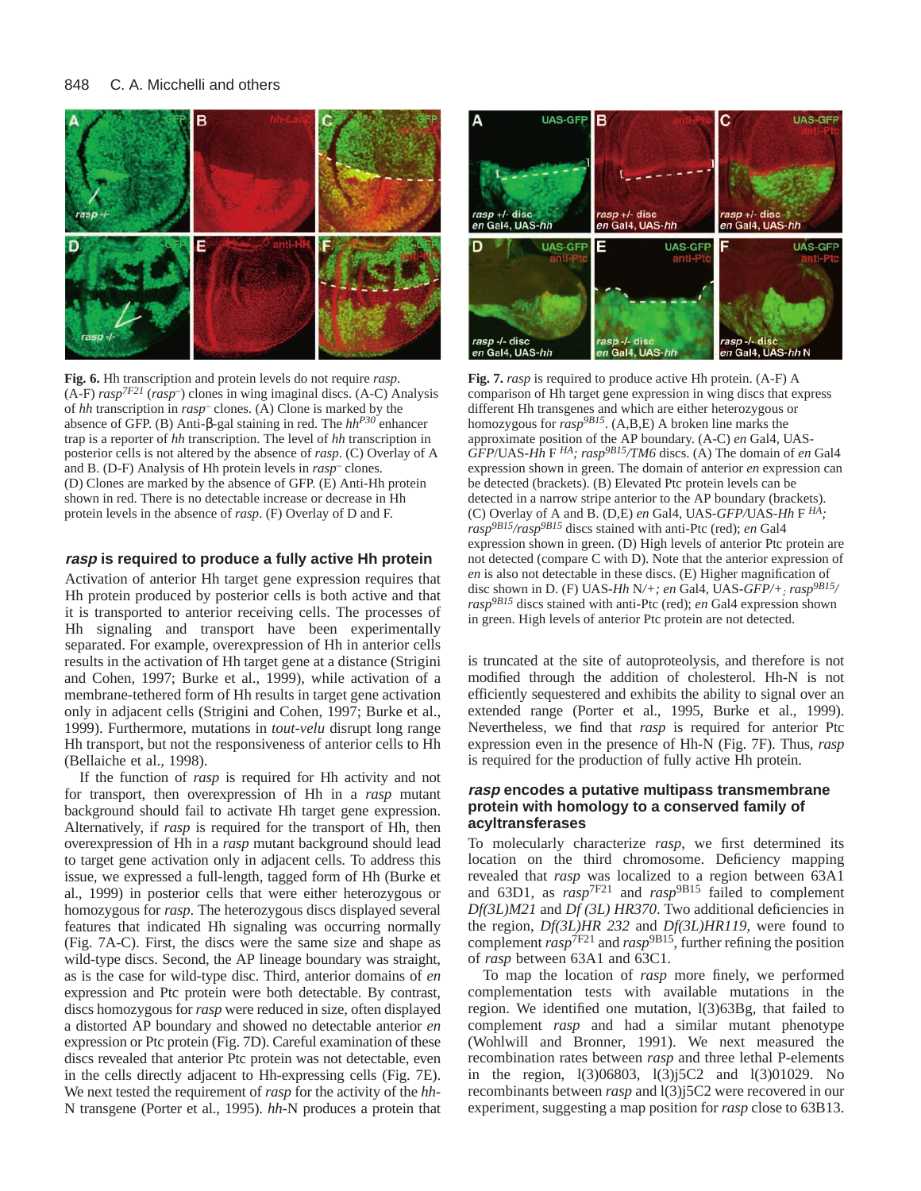**Fig. 6.** Hh transcription and protein levels do not require *rasp*. (A-F) *rasp*$^{7F21}$ (*rasp*$^{-}$) clones in wing imaginal discs. (A-C) Analysis of *hh* transcription in *rasp*$^{-}$ clones. (A) Clone is marked by the absence of GFP. (B) Anti-β-gal staining in red. The *hh*$^{P30}$ enhancer trap is a reporter of *hh* transcription. The level of *hh* transcription in posterior cells is not altered by the absence of *rasp*. (C) Overlay of A and B. (D-F) Analysis of Hh protein levels in *rasp*$^{-}$ clones. (D) Clones are marked by the absence of GFP. (E) Anti-Hh protein shown in red. There is no detectable increase or decrease in Hh protein levels in the absence of *rasp*. (F) Overlay of D and F.

**Fig. 7.** *rasp* is required to produce active Hh protein. (A-F) A comparison of Hh target gene expression in wing discs that express different Hh transgenes and which are either heterozygous or homozygous for *rasp*$^{9B15}$. (A,B,E) A broken line marks the approximate position of the AP boundary. (A-C) *en* Gal4, UAS-*GFP*/UAS-*Hh* F $^{HA}$; *rasp*$^{9B15}$/*TM6* discs. (A) The domain of *en* Gal4 expression shown in green. The domain of anterior *en* expression can be detected (brackets). (B) Elevated Ptc protein levels can be detected in a narrow stripe anterior to the AP boundary (brackets). (C) Overlay of A and B. (D,E) *en* Gal4, UAS-*GFP*/UAS-*Hh* F $^{HA}$; *rasp*$^{9B15}$/*rasp*$^{9B15}$ discs stained with anti-Ptc (red); *en* Gal4 expression shown in green. (D) High levels of anterior Ptc protein are not detected (compare C with D). Note that the anterior expression of *en* is also not detectable in these discs. (E) Higher magnification of disc shown in D. (F) UAS-*Hh* N/+; *en* Gal4, UAS-*GFP*/+; *rasp*$^{9B15}$/*rasp*$^{9B15}$ discs stained with anti-Ptc (red); *en* Gal4 expression shown in green. High levels of anterior Ptc protein are not detected.

## *rasp* is required to produce a fully active Hh protein

Activation of anterior Hh target gene expression requires that Hh protein produced by posterior cells is both active and that it is transported to anterior receiving cells. The processes of Hh signaling and transport have been experimentally separated. For example, overexpression of Hh in anterior cells results in the activation of Hh target gene at a distance (Strigini and Cohen, 1997; Burke et al., 1999), while activation of a membrane-tethered form of Hh results in target gene activation only in adjacent cells (Strigini and Cohen, 1997; Burke et al., 1999). Furthermore, mutations in *tout-velu* disrupt long range Hh transport, but not the responsiveness of anterior cells to Hh (Bellaiche et al., 1998).

If the function of *rasp* is required for Hh activity and not for transport, then overexpression of Hh in a *rasp* mutant background should fail to activate Hh target gene expression. Alternatively, if *rasp* is required for the transport of Hh, then overexpression of Hh in a *rasp* mutant background should lead to target gene activation only in adjacent cells. To address this issue, we expressed a full-length, tagged form of Hh (Burke et al., 1999) in posterior cells that were either heterozygous or homozygous for *rasp*. The heterozygous discs displayed several features that indicated Hh signaling was occurring normally (Fig. 7A-C). First, the discs were the same size and shape as wild-type discs. Second, the AP lineage boundary was straight, as is the case for wild-type disc. Third, anterior domains of *en* expression and Ptc protein were both detectable. By contrast, discs homozygous for *rasp* were reduced in size, often displayed a distorted AP boundary and showed no detectable anterior *en* expression or Ptc protein (Fig. 7D). Careful examination of these discs revealed that anterior Ptc protein was not detectable, even in the cells directly adjacent to Hh-expressing cells (Fig. 7E). We next tested the requirement of *rasp* for the activity of the *hh*-N transgene (Porter et al., 1995). *hh*-N produces a protein that is truncated at the site of autoproteolysis, and therefore is not modified through the addition of cholesterol. Hh-N is not efficiently sequestered and exhibits the ability to signal over an extended range (Porter et al., 1995, Burke et al., 1999). Nevertheless, we find that *rasp* is required for anterior Ptc expression even in the presence of Hh-N (Fig. 7F). Thus, *rasp* is required for the production of fully active Hh protein.

## *rasp* encodes a putative multipass transmembrane protein with homology to a conserved family of acyltransferases

To molecularly characterize *rasp*, we first determined its location on the third chromosome. Deficiency mapping revealed that *rasp* was localized to a region between 63A1 and 63D1, as *rasp*$^{7F21}$ and *rasp*$^{9B15}$ failed to complement *Df(3L)M21* and *Df (3L) HR370*. Two additional deficiencies in the region, *Df(3L)HR 232* and *Df(3L)HR119*, were found to complement *rasp*$^{7F21}$ and *rasp*$^{9B15}$, further refining the position of *rasp* between 63A1 and 63C1.

To map the location of *rasp* more finely, we performed complementation tests with available mutations in the region. We identified one mutation, l(3)63Bg, that failed to complement *rasp* and had a similar mutant phenotype (Wohlwill and Bronner, 1991). We next measured the recombination rates between *rasp* and three lethal P-elements in the region, l(3)06803, l(3)j5C2 and l(3)01029. No recombinants between *rasp* and l(3)j5C2 were recovered in our experiment, suggesting a map position for *rasp* close to 63B13.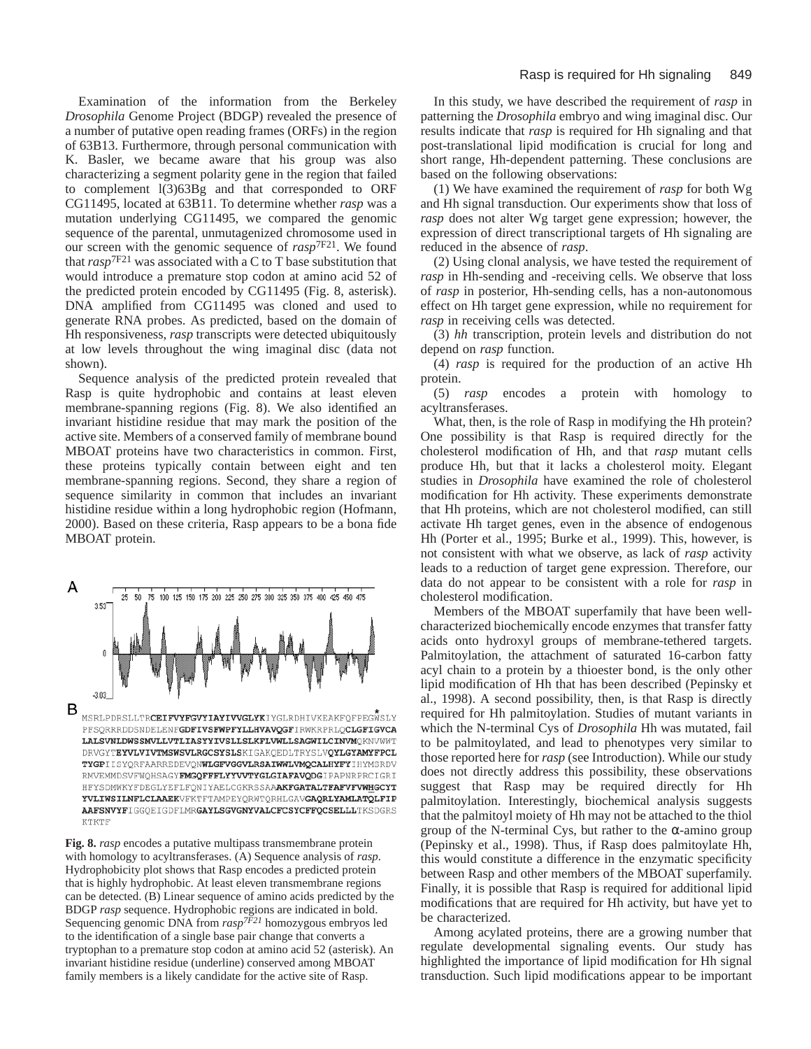Examination of the information from the Berkeley *Drosophila* Genome Project (BDGP) revealed the presence of a number of putative open reading frames (ORFs) in the region of 63B13. Furthermore, through personal communication with K. Basler, we became aware that his group was also characterizing a segment polarity gene in the region that failed to complement l(3)63Bg and that corresponded to ORF CG11495, located at 63B11. To determine whether *rasp* was a mutation underlying CG11495, we compared the genomic sequence of the parental, unmutagenized chromosome used in our screen with the genomic sequence of *rasp*$^{7F21}$. We found that *rasp*$^{7F21}$ was associated with a C to T base substitution that would introduce a premature stop codon at amino acid 52 of the predicted protein encoded by CG11495 (Fig. 8, asterisk). DNA amplified from CG11495 was cloned and used to generate RNA probes. As predicted, based on the domain of Hh responsiveness, *rasp* transcripts were detected ubiquitously at low levels throughout the wing imaginal disc (data not shown).

Sequence analysis of the predicted protein revealed that Rasp is quite hydrophobic and contains at least eleven membrane-spanning regions (Fig. 8). We also identified an invariant histidine residue that may mark the position of the active site. Members of a conserved family of membrane bound MBOAT proteins have two characteristics in common. First, these proteins typically contain between eight and ten membrane-spanning regions. Second, they share a region of sequence similarity in common that includes an invariant histidine residue within a long hydrophobic region (Hofmann, 2000). Based on these criteria, Rasp appears to be a bona fide MBOAT protein.

**A**

**B**

MSRLPDRSLLTR**CEIFVYFGVYIAYIVVGLYK**IYGLRDHIVKEAKFQFPEGWSLY
PFSQRRRDDSNDELENF**GDFIVSFWPFYLLHVAVQGF**IRWKRPRLQ**CLGFIGVCA
LALSVNLDWSSMVLLVTLIASYYIVSLLSLKFLVWLLSAGWILCINVM**QKNVWWT
DRVGYT**EYVLVIVTMSWSVLRGCSYSLS**KIGAKQEDLTRYSLV**QYLGYAMYFPCL
TYGP**IISYQRFAARREDEVQN**WLGFVGGVLRSAIWWLVMQCALHYFY**IHYMSRDV
RMVEMMDSVFWQHSAGY**FMGQFFFLYYVVTYGLGIAFAVQDG**IPAPNRPRCIGRI
HFYSDMWKYFDEGLYEFLFQNIYAELCGKRSSAA**AKFGATALTFAFVFVWHGCYT
YVLIWSILNFLCLAAEK**VFKTFTAMPEYQRWTQRHLGAV**GAQRLYAMLATQLFIP
AAFSNVYF**IGGQEIGDFLMR**GAYLSGVGNYVALCFCSYCFFQCSELLL**TKSDGRS
KTKTF

**Fig. 8.** *rasp* encodes a putative multipass transmembrane protein with homology to acyltransferases. (A) Sequence analysis of *rasp*. Hydrophobicity plot shows that Rasp encodes a predicted protein that is highly hydrophobic. At least eleven transmembrane regions can be detected. (B) Linear sequence of amino acids predicted by the BDGP *rasp* sequence. Hydrophobic regions are indicated in bold. Sequencing genomic DNA from *rasp*$^{7F21}$ homozygous embryos led to the identification of a single base pair change that converts a tryptophan to a premature stop codon at amino acid 52 (asterisk). An invariant histidine residue (underline) conserved among MBOAT family members is a likely candidate for the active site of Rasp.

In this study, we have described the requirement of *rasp* in patterning the *Drosophila* embryo and wing imaginal disc. Our results indicate that *rasp* is required for Hh signaling and that post-translational lipid modification is crucial for long and short range, Hh-dependent patterning. These conclusions are based on the following observations:

(1) We have examined the requirement of *rasp* for both Wg and Hh signal transduction. Our experiments show that loss of *rasp* does not alter Wg target gene expression; however, the expression of direct transcriptional targets of Hh signaling are reduced in the absence of *rasp*.

(2) Using clonal analysis, we have tested the requirement of *rasp* in Hh-sending and -receiving cells. We observe that loss of *rasp* in posterior, Hh-sending cells, has a non-autonomous effect on Hh target gene expression, while no requirement for *rasp* in receiving cells was detected.

(3) *hh* transcription, protein levels and distribution do not depend on *rasp* function.

(4) *rasp* is required for the production of an active Hh protein.

(5) *rasp* encodes a protein with homology to acyltransferases.

What, then, is the role of Rasp in modifying the Hh protein? One possibility is that Rasp is required directly for the cholesterol modification of Hh, and that *rasp* mutant cells produce Hh, but that it lacks a cholesterol moity. Elegant studies in *Drosophila* have examined the role of cholesterol modification for Hh activity. These experiments demonstrate that Hh proteins, which are not cholesterol modified, can still activate Hh target genes, even in the absence of endogenous Hh (Porter et al., 1995; Burke et al., 1999). This, however, is not consistent with what we observe, as lack of *rasp* activity leads to a reduction of target gene expression. Therefore, our data do not appear to be consistent with a role for *rasp* in cholesterol modification.

Members of the MBOAT superfamily that have been well-characterized biochemically encode enzymes that transfer fatty acids onto hydroxyl groups of membrane-tethered targets. Palmitoylation, the attachment of saturated 16-carbon fatty acyl chain to a protein by a thioester bond, is the only other lipid modification of Hh that has been described (Pepinsky et al., 1998). A second possibility, then, is that Rasp is directly required for Hh palmitoylation. Studies of mutant variants in which the N-terminal Cys of *Drosophila* Hh was mutated, fail to be palmitoylated, and lead to phenotypes very similar to those reported here for *rasp* (see Introduction). While our study does not directly address this possibility, these observations suggest that Rasp may be required directly for Hh palmitoylation. Interestingly, biochemical analysis suggests that the palmitoyl moiety of Hh may not be attached to the thiol group of the N-terminal Cys, but rather to the α-amino group (Pepinsky et al., 1998). Thus, if Rasp does palmitoylate Hh, this would constitute a difference in the enzymatic specificity between Rasp and other members of the MBOAT superfamily. Finally, it is possible that Rasp is required for additional lipid modifications that are required for Hh activity, but have yet to be characterized.

Among acylated proteins, there are a growing number that regulate developmental signaling events. Our study has highlighted the importance of lipid modification for Hh signal transduction. Such lipid modifications appear to be important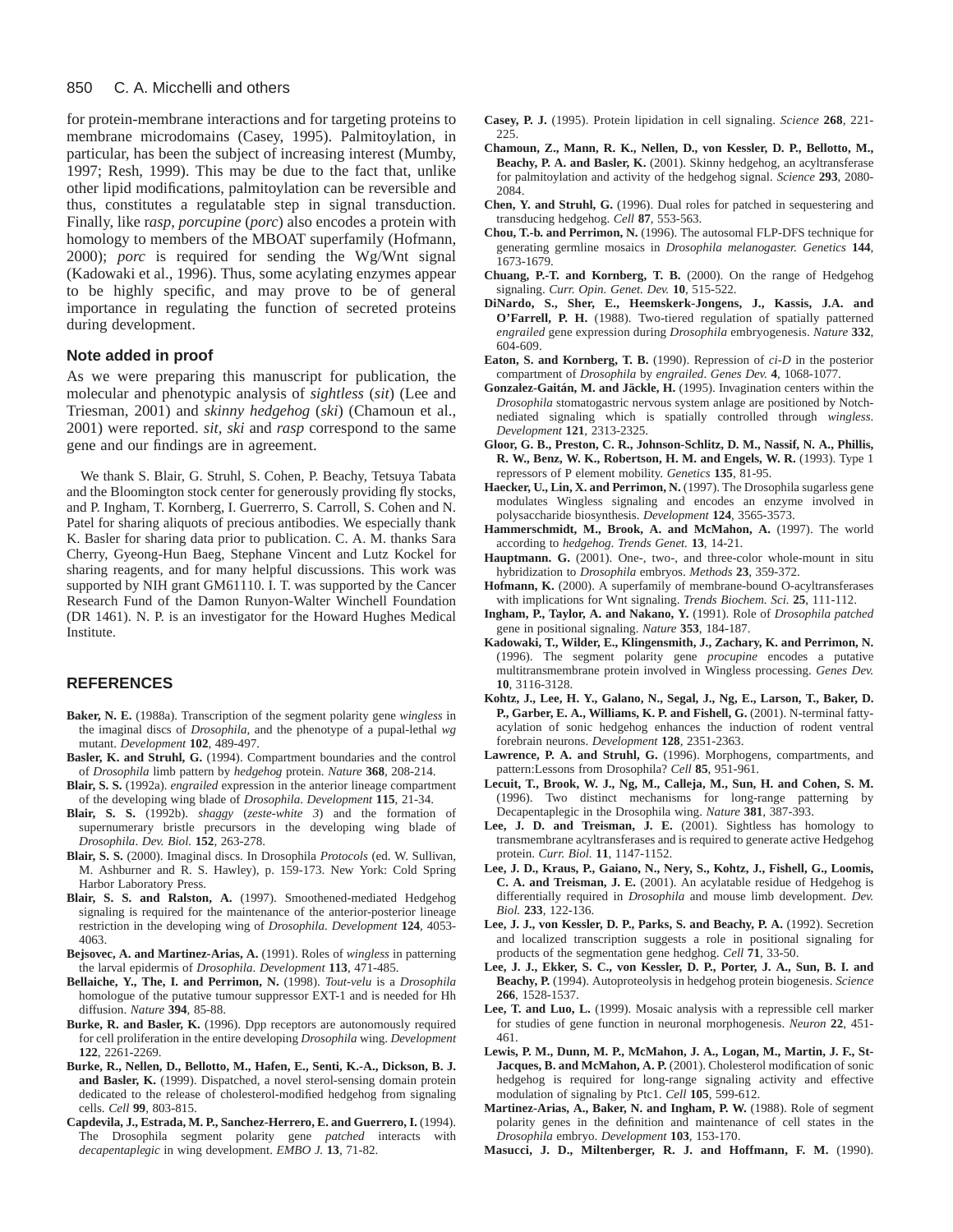for protein-membrane interactions and for targeting proteins to membrane microdomains (Casey, 1995). Palmitoylation, in particular, has been the subject of increasing interest (Mumby, 1997; Resh, 1999). This may be due to the fact that, unlike other lipid modifications, palmitoylation can be reversible and thus, constitutes a regulatable step in signal transduction. Finally, like r*asp*, *porcupine* (*porc*) also encodes a protein with homology to members of the MBOAT superfamily (Hofmann, 2000); *porc* is required for sending the Wg/Wnt signal (Kadowaki et al., 1996). Thus, some acylating enzymes appear to be highly specific, and may prove to be of general importance in regulating the function of secreted proteins during development.

### Note added in proof

As we were preparing this manuscript for publication, the molecular and phenotypic analysis of *sightless* (*sit*) (Lee and Triesman, 2001) and *skinny hedgehog* (*ski*) (Chamoun et al., 2001) were reported. *sit*, *ski* and *rasp* correspond to the same gene and our findings are in agreement.

We thank S. Blair, G. Struhl, S. Cohen, P. Beachy, Tetsuya Tabata and the Bloomington stock center for generously providing fly stocks, and P. Ingham, T. Kornberg, I. Guerrerro, S. Carroll, S. Cohen and N. Patel for sharing aliquots of precious antibodies. We especially thank K. Basler for sharing data prior to publication. C. A. M. thanks Sara Cherry, Gyeong-Hun Baeg, Stephane Vincent and Lutz Kockel for sharing reagents, and for many helpful discussions. This work was supported by NIH grant GM61110. I. T. was supported by the Cancer Research Fund of the Damon Runyon-Walter Winchell Foundation (DR 1461). N. P. is an investigator for the Howard Hughes Medical Institute.

## REFERENCES

**Baker, N. E.** (1988a). Transcription of the segment polarity gene *wingless* in the imaginal discs of *Drosophila*, and the phenotype of a pupal-lethal *wg* mutant. *Development* **102**, 489-497.

**Basler, K. and Struhl, G.** (1994). Compartment boundaries and the control of *Drosophila* limb pattern by *hedgehog* protein. *Nature* **368**, 208-214.

**Blair, S. S.** (1992a). *engrailed* expression in the anterior lineage compartment of the developing wing blade of *Drosophila*. *Development* **115**, 21-34.

**Blair, S. S.** (1992b). *shaggy* (*zeste-white 3*) and the formation of supernumerary bristle precursors in the developing wing blade of *Drosophila*. *Dev. Biol.* **152**, 263-278.

**Blair, S. S.** (2000). Imaginal discs. In Drosophila *Protocols* (ed. W. Sullivan, M. Ashburner and R. S. Hawley), p. 159-173. New York: Cold Spring Harbor Laboratory Press.

**Blair, S. S. and Ralston, A.** (1997). Smoothened-mediated Hedgehog signaling is required for the maintenance of the anterior-posterior lineage restriction in the developing wing of *Drosophila*. *Development* **124**, 4053-4063.

**Bejsovec, A. and Martinez-Arias, A.** (1991). Roles of *wingless* in patterning the larval epidermis of *Drosophila*. *Development* **113**, 471-485.

**Bellaiche, Y., The, I. and Perrimon, N.** (1998). *Tout-velu* is a *Drosophila* homologue of the putative tumour suppressor EXT-1 and is needed for Hh diffusion. *Nature* **394**, 85-88.

**Burke, R. and Basler, K.** (1996). Dpp receptors are autonomously required for cell proliferation in the entire developing *Drosophila* wing. *Development* **122**, 2261-2269.

**Burke, R., Nellen, D., Bellotto, M., Hafen, E., Senti, K.-A., Dickson, B. J. and Basler, K.** (1999). Dispatched, a novel sterol-sensing domain protein dedicated to the release of cholesterol-modified hedgehog from signaling cells. *Cell* **99**, 803-815.

**Capdevila, J., Estrada, M. P., Sanchez-Herrero, E. and Guerrero, I.** (1994). The Drosophila segment polarity gene *patched* interacts with *decapentaplegic* in wing development. *EMBO J.* **13**, 71-82.

**Casey, P. J.** (1995). Protein lipidation in cell signaling. *Science* **268**, 221-225.

**Chamoun, Z., Mann, R. K., Nellen, D., von Kessler, D. P., Bellotto, M., Beachy, P. A. and Basler, K.** (2001). Skinny hedgehog, an acyltransferase for palmitoylation and activity of the hedgehog signal. *Science* **293**, 2080-2084.

**Chen, Y. and Struhl, G.** (1996). Dual roles for patched in sequestering and transducing hedgehog. *Cell* **87**, 553-563.

**Chou, T.-b. and Perrimon, N.** (1996). The autosomal FLP-DFS technique for generating germline mosaics in *Drosophila melanogaster. Genetics* **144**, 1673-1679.

**Chuang, P.-T. and Kornberg, T. B.** (2000). On the range of Hedgehog signaling. *Curr. Opin. Genet. Dev.* **10**, 515-522.

**DiNardo, S., Sher, E., Heemskerk-Jongens, J., Kassis, J.A. and O'Farrell, P. H.** (1988). Two-tiered regulation of spatially patterned *engrailed* gene expression during *Drosophila* embryogenesis. *Nature* **332**, 604-609.

**Eaton, S. and Kornberg, T. B.** (1990). Repression of *ci-D* in the posterior compartment of *Drosophila* by *engrailed*. *Genes Dev.* **4**, 1068-1077.

**Gonzalez-Gaitán, M. and Jäckle, H.** (1995). Invagination centers within the *Drosophila* stomatogastric nervous system anlage are positioned by Notch-nediated signaling which is spatially controlled through *wingless*. *Development* **121**, 2313-2325.

**Gloor, G. B., Preston, C. R., Johnson-Schlitz, D. M., Nassif, N. A., Phillis, R. W., Benz, W. K., Robertson, H. M. and Engels, W. R.** (1993). Type 1 repressors of P element mobility. *Genetics* **135**, 81-95.

**Haecker, U., Lin, X. and Perrimon, N.** (1997). The Drosophila sugarless gene modulates Wingless signaling and encodes an enzyme involved in polysaccharide biosynthesis. *Development* **124**, 3565-3573.

**Hammerschmidt, M., Brook, A. and McMahon, A.** (1997). The world according to *hedgehog*. *Trends Genet.* **13**, 14-21.

**Hauptmann. G.** (2001). One-, two-, and three-color whole-mount in situ hybridization to *Drosophila* embryos. *Methods* **23**, 359-372.

**Hofmann, K.** (2000). A superfamily of membrane-bound O-acyltransferases with implications for Wnt signaling. *Trends Biochem. Sci.* **25**, 111-112.

**Ingham, P., Taylor, A. and Nakano, Y.** (1991). Role of *Drosophila patched* gene in positional signaling. *Nature* **353**, 184-187.

**Kadowaki, T., Wilder, E., Klingensmith, J., Zachary, K. and Perrimon, N.** (1996). The segment polarity gene *procupine* encodes a putative multitransmembrane protein involved in Wingless processing. *Genes Dev.* **10**, 3116-3128.

**Kohtz, J., Lee, H. Y., Galano, N., Segal, J., Ng, E., Larson, T., Baker, D. P., Garber, E. A., Williams, K. P. and Fishell, G.** (2001). N-terminal fatty-acylation of sonic hedgehog enhances the induction of rodent ventral forebrain neurons. *Development* **128**, 2351-2363.

**Lawrence, P. A. and Struhl, G.** (1996). Morphogens, compartments, and pattern:Lessons from Drosophila? *Cell* **85**, 951-961.

**Lecuit, T., Brook, W. J., Ng, M., Calleja, M., Sun, H. and Cohen, S. M.** (1996). Two distinct mechanisms for long-range patterning by Decapentaplegic in the Drosophila wing. *Nature* **381**, 387-393.

**Lee, J. D. and Treisman, J. E.** (2001). Sightless has homology to transmembrane acyltransferases and is required to generate active Hedgehog protein. *Curr. Biol.* **11**, 1147-1152.

**Lee, J. D., Kraus, P., Gaiano, N., Nery, S., Kohtz, J., Fishell, G., Loomis, C. A. and Treisman, J. E.** (2001). An acylatable residue of Hedgehog is differentially required in *Drosophila* and mouse limb development. *Dev. Biol.* **233**, 122-136.

**Lee, J. J., von Kessler, D. P., Parks, S. and Beachy, P. A.** (1992). Secretion and localized transcription suggests a role in positional signaling for products of the segmentation gene hedgehog. *Cell* **71**, 33-50.

**Lee, J. J., Ekker, S. C., von Kessler, D. P., Porter, J. A., Sun, B. I. and Beachy, P.** (1994). Autoproteolysis in hedgehog protein biogenesis. *Science* **266**, 1528-1537.

**Lee, T. and Luo, L.** (1999). Mosaic analysis with a repressible cell marker for studies of gene function in neuronal morphogenesis. *Neuron* **22**, 451-461.

**Lewis, P. M., Dunn, M. P., McMahon, J. A., Logan, M., Martin, J. F., St-Jacques, B. and McMahon, A. P.** (2001). Cholesterol modification of sonic hedgehog is required for long-range signaling activity and effective modulation of signaling by Ptc1. *Cell* **105**, 599-612.

**Martinez-Arias, A., Baker, N. and Ingham, P. W.** (1988). Role of segment polarity genes in the definition and maintenance of cell states in the *Drosophila* embryo. *Development* **103**, 153-170.

**Masucci, J. D., Miltenberger, R. J. and Hoffmann, F. M.** (1990).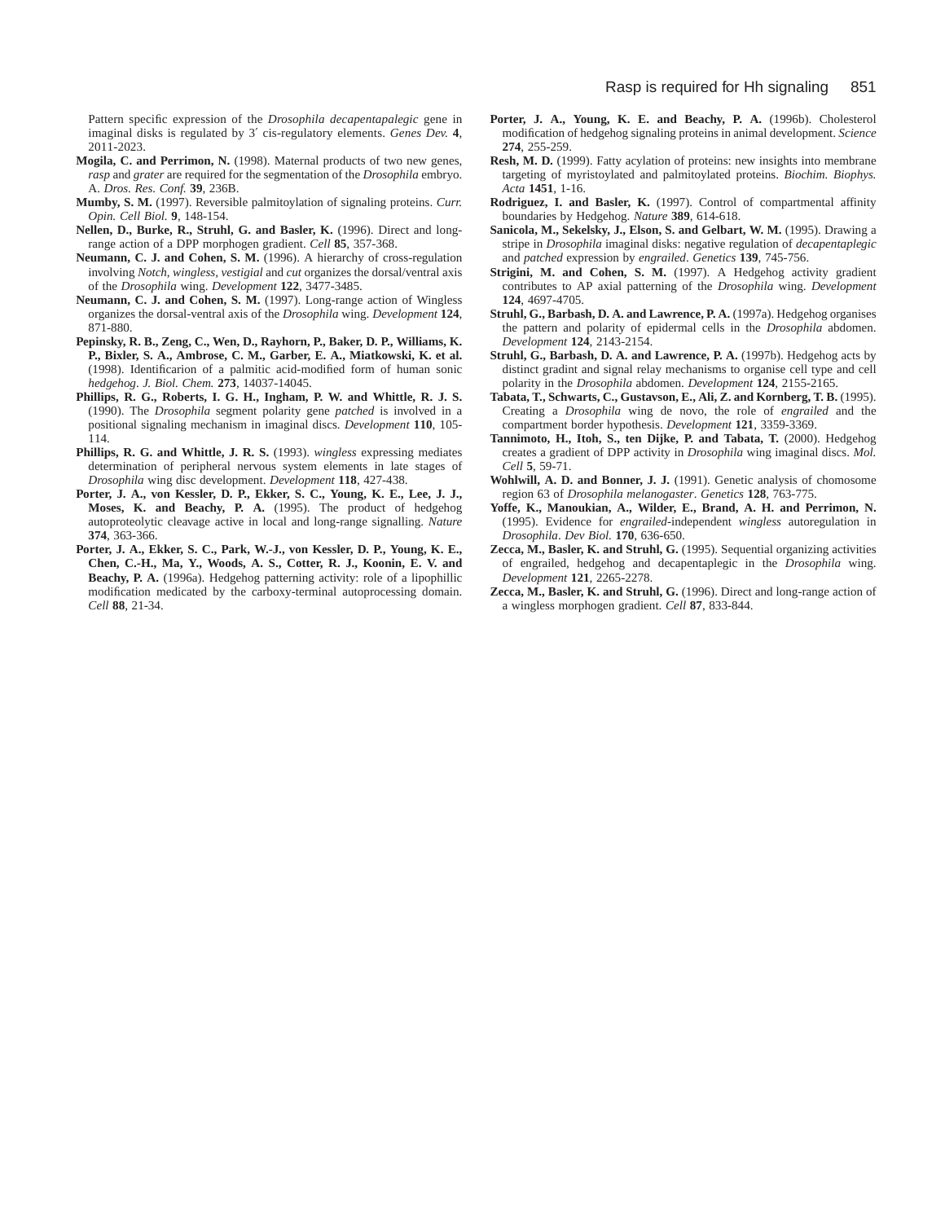Pattern specific expression of the *Drosophila decapentapalegic* gene in imaginal disks is regulated by 3′ cis-regulatory elements. *Genes Dev.* **4**, 2011-2023.

**Mogila, C. and Perrimon, N.** (1998). Maternal products of two new genes, *rasp* and *grater* are required for the segmentation of the *Drosophila* embryo. A. *Dros. Res. Conf.* **39**, 236B.

**Mumby, S. M.** (1997). Reversible palmitoylation of signaling proteins. *Curr. Opin. Cell Biol.* **9**, 148-154.

**Nellen, D., Burke, R., Struhl, G. and Basler, K.** (1996). Direct and long-range action of a DPP morphogen gradient. *Cell* **85**, 357-368.

**Neumann, C. J. and Cohen, S. M.** (1996). A hierarchy of cross-regulation involving *Notch*, *wingless*, *vestigial* and *cut* organizes the dorsal/ventral axis of the *Drosophila* wing. *Development* **122**, 3477-3485.

**Neumann, C. J. and Cohen, S. M.** (1997). Long-range action of Wingless organizes the dorsal-ventral axis of the *Drosophila* wing. *Development* **124**, 871-880.

**Pepinsky, R. B., Zeng, C., Wen, D., Rayhorn, P., Baker, D. P., Williams, K. P., Bixler, S. A., Ambrose, C. M., Garber, E. A., Miatkowski, K. et al.** (1998). Identificarion of a palmitic acid-modified form of human sonic *hedgehog*. *J. Biol. Chem.* **273**, 14037-14045.

**Phillips, R. G., Roberts, I. G. H., Ingham, P. W. and Whittle, R. J. S.** (1990). The *Drosophila* segment polarity gene *patched* is involved in a positional signaling mechanism in imaginal discs. *Development* **110**, 105-114.

**Phillips, R. G. and Whittle, J. R. S.** (1993). *wingless* expressing mediates determination of peripheral nervous system elements in late stages of *Drosophila* wing disc development. *Development* **118**, 427-438.

**Porter, J. A., von Kessler, D. P., Ekker, S. C., Young, K. E., Lee, J. J., Moses, K. and Beachy, P. A.** (1995). The product of hedgehog autoproteolytic cleavage active in local and long-range signalling. *Nature* **374**, 363-366.

**Porter, J. A., Ekker, S. C., Park, W.-J., von Kessler, D. P., Young, K. E., Chen, C.-H., Ma, Y., Woods, A. S., Cotter, R. J., Koonin, E. V. and Beachy, P. A.** (1996a). Hedgehog patterning activity: role of a lipophillic modification medicated by the carboxy-terminal autoprocessing domain. *Cell* **88**, 21-34.

**Porter, J. A., Young, K. E. and Beachy, P. A.** (1996b). Cholesterol modification of hedgehog signaling proteins in animal development. *Science* **274**, 255-259.

**Resh, M. D.** (1999). Fatty acylation of proteins: new insights into membrane targeting of myristoylated and palmitoylated proteins. *Biochim. Biophys. Acta* **1451**, 1-16.

**Rodriguez, I. and Basler, K.** (1997). Control of compartmental affinity boundaries by Hedgehog. *Nature* **389**, 614-618.

**Sanicola, M., Sekelsky, J., Elson, S. and Gelbart, W. M.** (1995). Drawing a stripe in *Drosophila* imaginal disks: negative regulation of *decapentaplegic* and *patched* expression by *engrailed*. *Genetics* **139**, 745-756.

**Strigini, M. and Cohen, S. M.** (1997). A Hedgehog activity gradient contributes to AP axial patterning of the *Drosophila* wing. *Development* **124**, 4697-4705.

**Struhl, G., Barbash, D. A. and Lawrence, P. A.** (1997a). Hedgehog organises the pattern and polarity of epidermal cells in the *Drosophila* abdomen. *Development* **124**, 2143-2154.

**Struhl, G., Barbash, D. A. and Lawrence, P. A.** (1997b). Hedgehog acts by distinct gradint and signal relay mechanisms to organise cell type and cell polarity in the *Drosophila* abdomen. *Development* **124**, 2155-2165.

**Tabata, T., Schwarts, C., Gustavson, E., Ali, Z. and Kornberg, T. B.** (1995). Creating a *Drosophila* wing de novo, the role of *engrailed* and the compartment border hypothesis. *Development* **121**, 3359-3369.

**Tannimoto, H., Itoh, S., ten Dijke, P. and Tabata, T.** (2000). Hedgehog creates a gradient of DPP activity in *Drosophila* wing imaginal discs. *Mol. Cell* **5**, 59-71.

**Wohlwill, A. D. and Bonner, J. J.** (1991). Genetic analysis of chomosome region 63 of *Drosophila melanogaster*. *Genetics* **128**, 763-775.

**Yoffe, K., Manoukian, A., Wilder, E., Brand, A. H. and Perrimon, N.** (1995). Evidence for *engrailed*-independent *wingless* autoregulation in *Drosophila*. *Dev Biol.* **170**, 636-650.

**Zecca, M., Basler, K. and Struhl, G.** (1995). Sequential organizing activities of engrailed, hedgehog and decapentaplegic in the *Drosophila* wing. *Development* **121**, 2265-2278.

**Zecca, M., Basler, K. and Struhl, G.** (1996). Direct and long-range action of a wingless morphogen gradient. *Cell* **87**, 833-844.